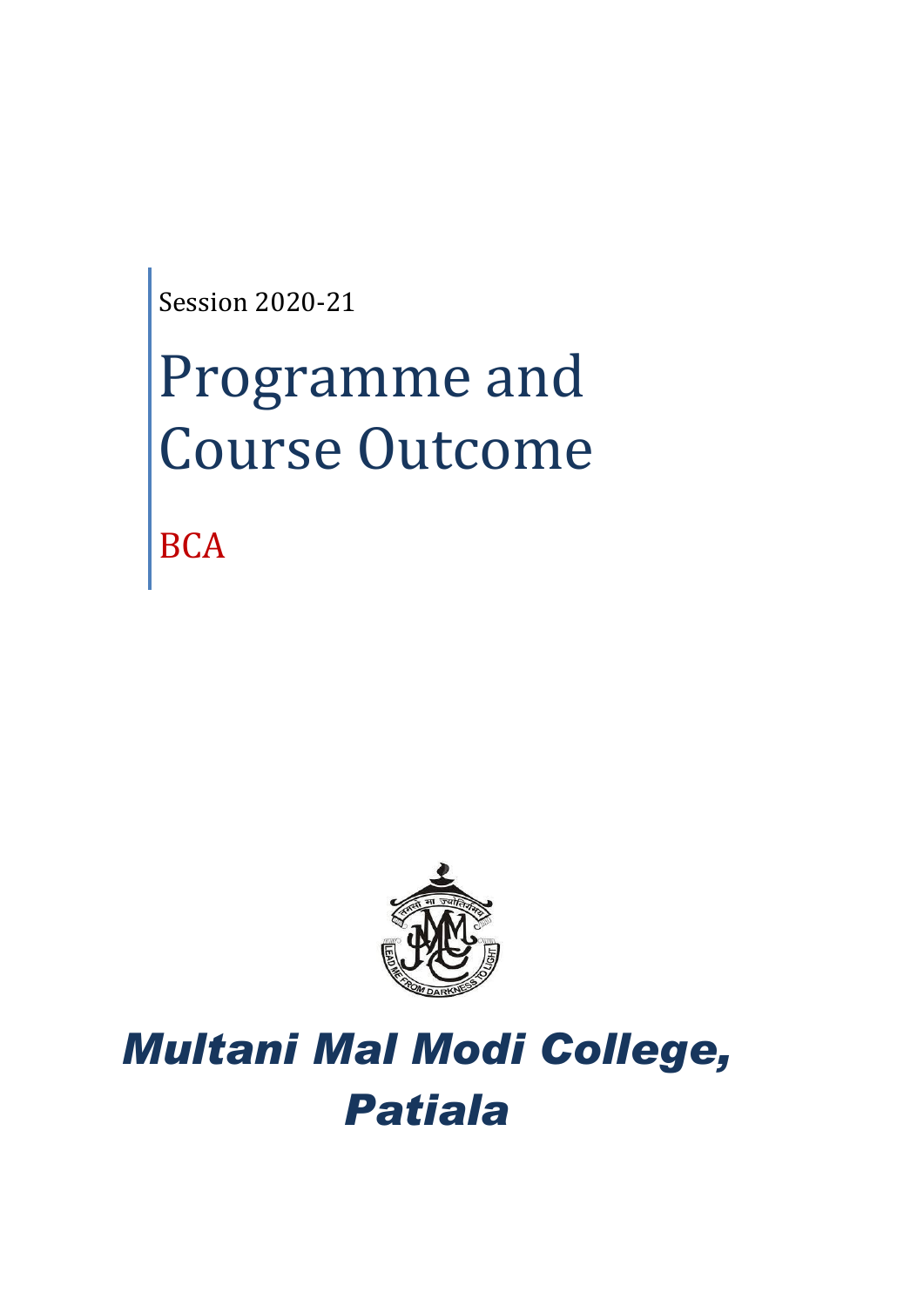Session 2020-21

# Programme and Course Outcome

## BCA

# *Multani Mal Modi College, Patiala*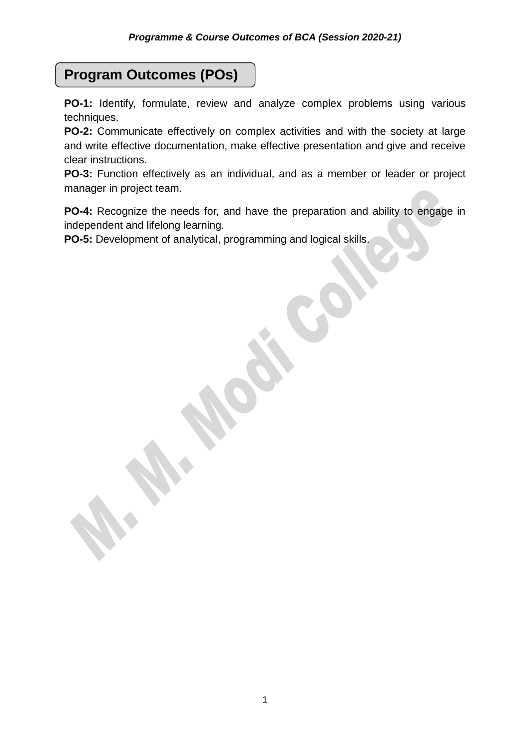## Program Outcomes (POs)

**PO-1:** Identify, formulate, review and analyze complex problems using various techniques.

**PO-2:** Communicate effectively on complex activities and with the society at large and write effective documentation, make effective presentation and give and receive clear instructions.

**PO-3:** Function effectively as an individual, and as a member or leader or project manager in project team.

**PO-4:** Recognize the needs for, and have the preparation and ability to engage in independent and lifelong learning.

**PO-5:** Development of analytical, programming and logical skills.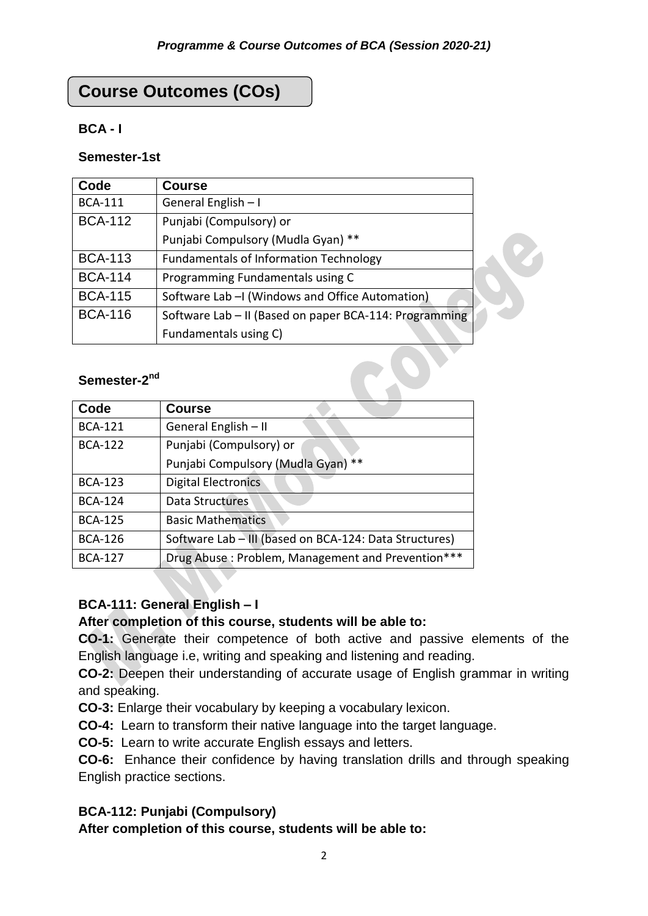# Course Outcomes (COs)

### BCA - I

#### Semester-1st

| Code | Course |
|---|---|
| BCA-111 | General English – I |
| BCA-112 | Punjabi (Compulsory) or<br>Punjabi Compulsory (Mudla Gyan) ** |
| BCA-113 | Fundamentals of Information Technology |
| BCA-114 | Programming Fundamentals using C |
| BCA-115 | Software Lab –I (Windows and Office Automation) |
| BCA-116 | Software Lab – II (Based on paper BCA-114: Programming Fundamentals using C) |

#### Semester-2nd

| Code | Course |
|---|---|
| BCA-121 | General English – II |
| BCA-122 | Punjabi (Compulsory) or<br>Punjabi Compulsory (Mudla Gyan) ** |
| BCA-123 | Digital Electronics |
| BCA-124 | Data Structures |
| BCA-125 | Basic Mathematics |
| BCA-126 | Software Lab – III (based on BCA-124: Data Structures) |
| BCA-127 | Drug Abuse : Problem, Management and Prevention*** |

**BCA-111: General English – I**

**After completion of this course, students will be able to:**

**CO-1:** Generate their competence of both active and passive elements of the English language i.e, writing and speaking and listening and reading.

**CO-2:** Deepen their understanding of accurate usage of English grammar in writing and speaking.

**CO-3:** Enlarge their vocabulary by keeping a vocabulary lexicon.

**CO-4:** Learn to transform their native language into the target language.

**CO-5:** Learn to write accurate English essays and letters.

**CO-6:** Enhance their confidence by having translation drills and through speaking English practice sections.

**BCA-112: Punjabi (Compulsory)**

**After completion of this course, students will be able to:**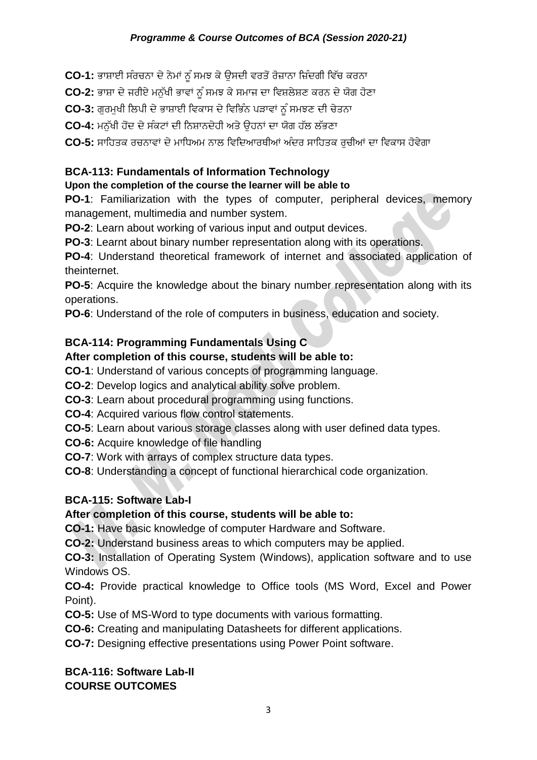**CO-1:** ਭਾਸ਼ਾਈ ਸੰਰਚਨਾ ਦੇ ਨੇਮਾਂ ਨੂੰ ਸਮਝ ਕੇ ਉਸਦੀ ਵਰਤੋਂ ਰੋਜ਼ਾਨਾ ਜ਼ਿੰਦਗੀ ਵਿੱਚ ਕਰਨਾ

**CO-2:** ਭਾਸ਼ਾ ਦੇ ਜਰੀਏ ਮਨੁੱਖੀ ਭਾਵਾਂ ਨੂੰ ਸਮਝ ਕੇ ਸਮਾਜ ਦਾ ਵਿਸ਼ਲੇਸ਼ਣ ਕਰਨ ਦੇ ਯੋਗ ਹੋਣਾ

**CO-3:** ਗੁਰਮੁਖੀ ਲਿਪੀ ਦੇ ਭਾਸ਼ਾਈ ਵਿਕਾਸ ਦੇ ਵਿਭਿੰਨ ਪੜਾਵਾਂ ਨੂੰ ਸਮਝਣ ਦੀ ਚੇਤਨਾ

**CO-4:** ਮਨੁੱਖੀ ਹੋਂਦ ਦੇ ਸੰਕਟਾਂ ਦੀ ਨਿਸ਼ਾਨਦੇਹੀ ਅਤੇ ਉਹਨਾਂ ਦਾ ਯੋਗ ਹੱਲ ਲੱਭਣਾ

**CO-5:** ਸਾਹਿਤਕ ਰਚਨਾਵਾਂ ਦੇ ਮਾਧਿਅਮ ਨਾਲ ਵਿਦਿਆਰਥੀਆਂ ਅੰਦਰ ਸਾਹਿਤਕ ਰੁਚੀਆਂ ਦਾ ਵਿਕਾਸ ਹੋਵੇਗਾ

### BCA-113: Fundamentals of Information Technology

**Upon the completion of the course the learner will be able to**

**PO-1**: Familiarization with the types of computer, peripheral devices, memory management, multimedia and number system.

**PO-2**: Learn about working of various input and output devices.

**PO-3**: Learnt about binary number representation along with its operations.

**PO-4**: Understand theoretical framework of internet and associated application of theinternet.

**PO-5**: Acquire the knowledge about the binary number representation along with its operations.

**PO-6**: Understand of the role of computers in business, education and society.

### BCA-114: Programming Fundamentals Using C

**After completion of this course, students will be able to:**

**CO-1**: Understand of various concepts of programming language.

**CO-2**: Develop logics and analytical ability solve problem.

**CO-3**: Learn about procedural programming using functions.

**CO-4**: Acquired various flow control statements.

**CO-5**: Learn about various storage classes along with user defined data types.

**CO-6:** Acquire knowledge of file handling

**CO-7**: Work with arrays of complex structure data types.

**CO-8**: Understanding a concept of functional hierarchical code organization.

### BCA-115: Software Lab-I

**After completion of this course, students will be able to:**

**CO-1:** Have basic knowledge of computer Hardware and Software.

**CO-2:** Understand business areas to which computers may be applied.

**CO-3:** Installation of Operating System (Windows), application software and to use Windows OS.

**CO-4:** Provide practical knowledge to Office tools (MS Word, Excel and Power Point).

**CO-5:** Use of MS-Word to type documents with various formatting.

**CO-6:** Creating and manipulating Datasheets for different applications.

**CO-7:** Designing effective presentations using Power Point software.

### BCA-116: Software Lab-II

**COURSE OUTCOMES**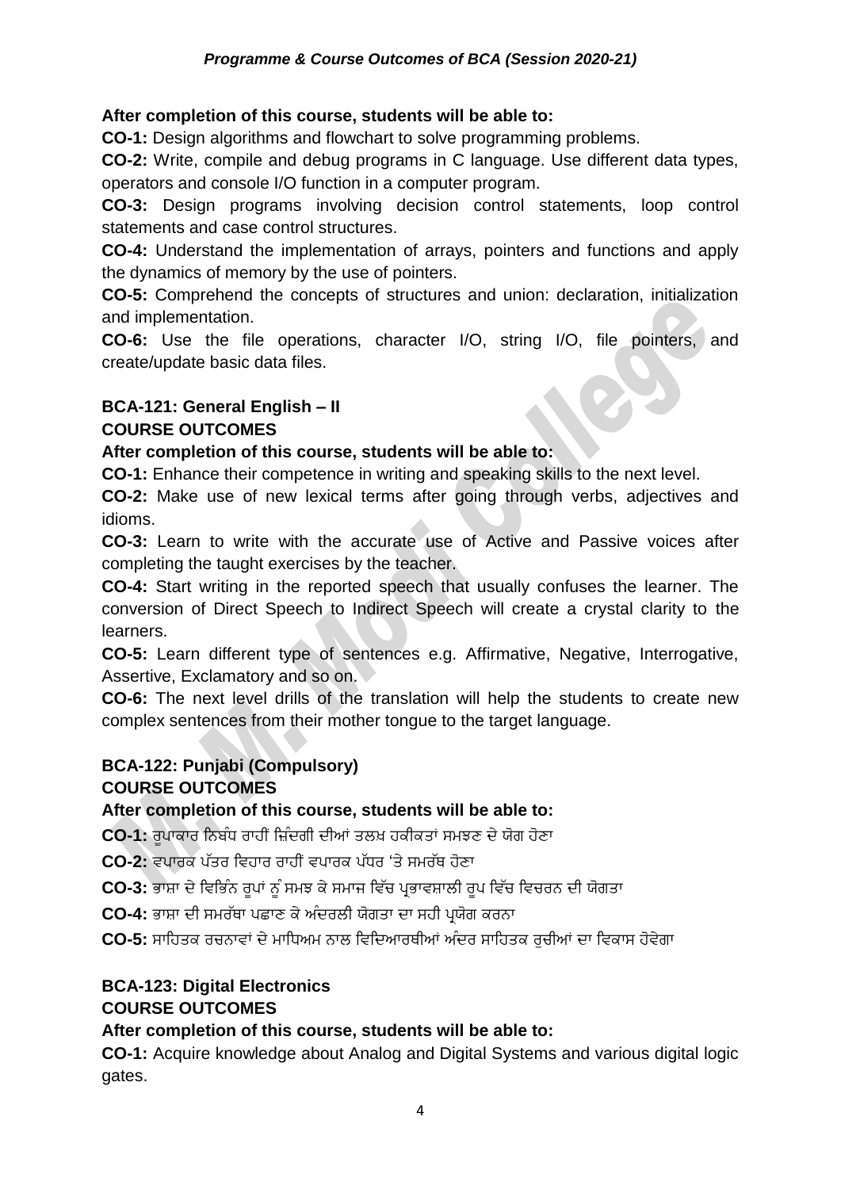**After completion of this course, students will be able to:**

**CO-1:** Design algorithms and flowchart to solve programming problems.

**CO-2:** Write, compile and debug programs in C language. Use different data types, operators and console I/O function in a computer program.

**CO-3:** Design programs involving decision control statements, loop control statements and case control structures.

**CO-4:** Understand the implementation of arrays, pointers and functions and apply the dynamics of memory by the use of pointers.

**CO-5:** Comprehend the concepts of structures and union: declaration, initialization and implementation.

**CO-6:** Use the file operations, character I/O, string I/O, file pointers, and create/update basic data files.

## BCA-121: General English – II

### COURSE OUTCOMES

**After completion of this course, students will be able to:**

**CO-1:** Enhance their competence in writing and speaking skills to the next level.

**CO-2:** Make use of new lexical terms after going through verbs, adjectives and idioms.

**CO-3:** Learn to write with the accurate use of Active and Passive voices after completing the taught exercises by the teacher.

**CO-4:** Start writing in the reported speech that usually confuses the learner. The conversion of Direct Speech to Indirect Speech will create a crystal clarity to the learners.

**CO-5:** Learn different type of sentences e.g. Affirmative, Negative, Interrogative, Assertive, Exclamatory and so on.

**CO-6:** The next level drills of the translation will help the students to create new complex sentences from their mother tongue to the target language.

## BCA-122: Punjabi (Compulsory)

### COURSE OUTCOMES

**After completion of this course, students will be able to:**

**CO-1:** ਰੂਪਾਕਾਰ ਨਿਬੰਧ ਰਾਹੀਂ ਜ਼ਿੰਦਗੀ ਦੀਆਂ ਤਲਖ਼ ਹਕੀਕਤਾਂ ਸਮਝਣ ਦੇ ਯੋਗ ਹੋਣਾ

**CO-2:** ਵਪਾਰਕ ਪੱਤਰ ਵਿਹਾਰ ਰਾਹੀਂ ਵਪਾਰਕ ਪੱਧਰ 'ਤੇ ਸਮਰੱਥ ਹੋਣਾ

**CO-3:** ਭਾਸ਼ਾ ਦੇ ਵਿਭਿੰਨ ਰੂਪਾਂ ਨੂੰ ਸਮਝ ਕੇ ਸਮਾਜ ਵਿੱਚ ਪ੍ਰਭਾਵਸ਼ਾਲੀ ਰੂਪ ਵਿੱਚ ਵਿਚਰਨ ਦੀ ਯੋਗਤਾ

**CO-4:** ਭਾਸ਼ਾ ਦੀ ਸਮਰੱਥਾ ਪਛਾਣ ਕੇ ਅੰਦਰਲੀ ਯੋਗਤਾ ਦਾ ਸਹੀ ਪ੍ਰਯੋਗ ਕਰਨਾ

**CO-5:** ਸਾਹਿਤਕ ਰਚਨਾਵਾਂ ਦੇ ਮਾਧਿਅਮ ਨਾਲ ਵਿਦਿਆਰਥੀਆਂ ਅੰਦਰ ਸਾਹਿਤਕ ਰੁਚੀਆਂ ਦਾ ਵਿਕਾਸ ਹੋਵੇਗਾ

## BCA-123: Digital Electronics

### COURSE OUTCOMES

**After completion of this course, students will be able to:**

**CO-1:** Acquire knowledge about Analog and Digital Systems and various digital logic gates.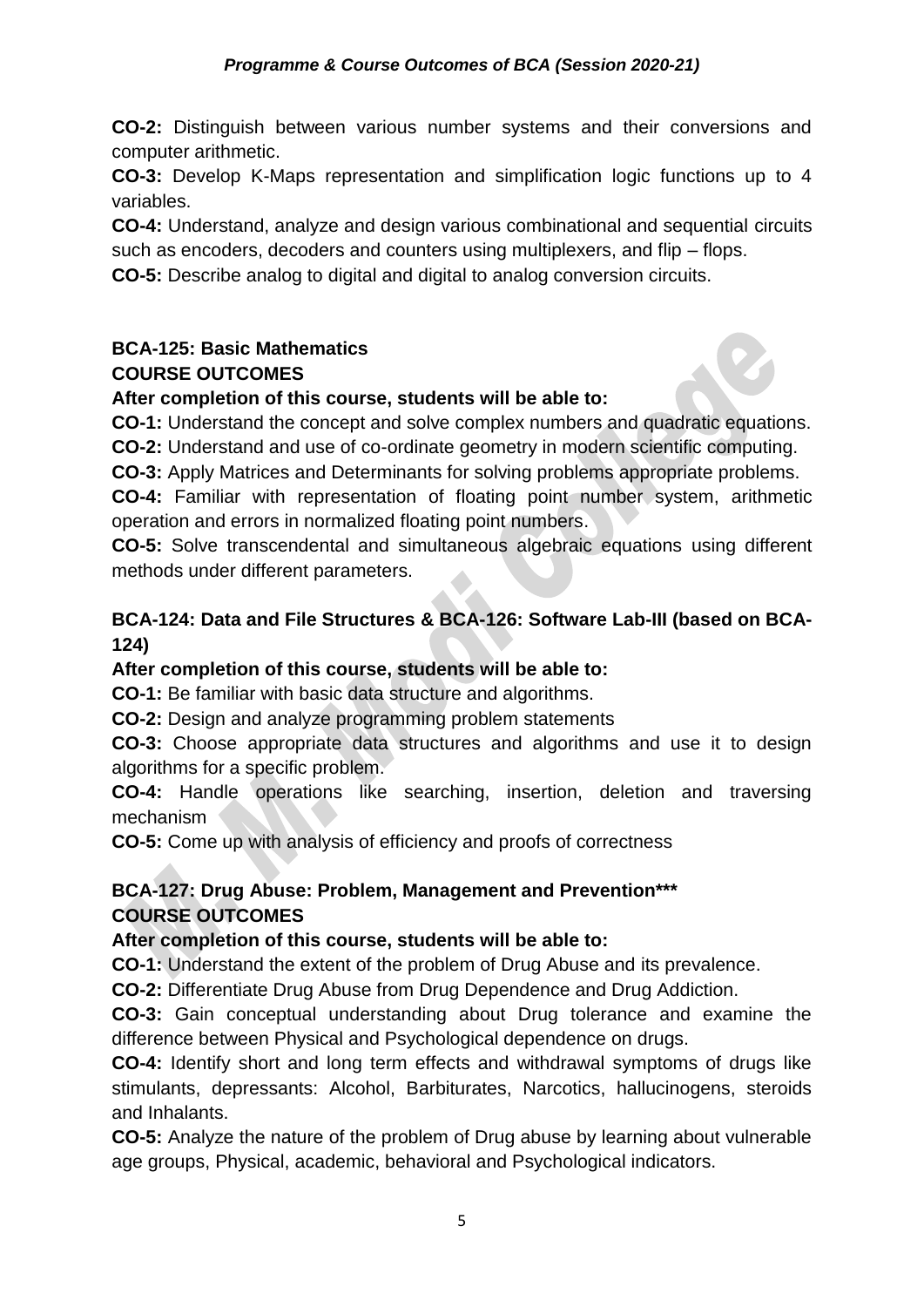**CO-2:** Distinguish between various number systems and their conversions and computer arithmetic.

**CO-3:** Develop K-Maps representation and simplification logic functions up to 4 variables.

**CO-4:** Understand, analyze and design various combinational and sequential circuits such as encoders, decoders and counters using multiplexers, and flip – flops.

**CO-5:** Describe analog to digital and digital to analog conversion circuits.

**BCA-125: Basic Mathematics**

**COURSE OUTCOMES**

**After completion of this course, students will be able to:**

**CO-1:** Understand the concept and solve complex numbers and quadratic equations.

**CO-2:** Understand and use of co-ordinate geometry in modern scientific computing.

**CO-3:** Apply Matrices and Determinants for solving problems appropriate problems.

**CO-4:** Familiar with representation of floating point number system, arithmetic operation and errors in normalized floating point numbers.

**CO-5:** Solve transcendental and simultaneous algebraic equations using different methods under different parameters.

**BCA-124: Data and File Structures & BCA-126: Software Lab-III (based on BCA-124)**

**After completion of this course, students will be able to:**

**CO-1:** Be familiar with basic data structure and algorithms.

**CO-2:** Design and analyze programming problem statements

**CO-3:** Choose appropriate data structures and algorithms and use it to design algorithms for a specific problem.

**CO-4:** Handle operations like searching, insertion, deletion and traversing mechanism

**CO-5:** Come up with analysis of efficiency and proofs of correctness

**BCA-127: Drug Abuse: Problem, Management and Prevention*****

**COURSE OUTCOMES**

**After completion of this course, students will be able to:**

**CO-1:** Understand the extent of the problem of Drug Abuse and its prevalence.

**CO-2:** Differentiate Drug Abuse from Drug Dependence and Drug Addiction.

**CO-3:** Gain conceptual understanding about Drug tolerance and examine the difference between Physical and Psychological dependence on drugs.

**CO-4:** Identify short and long term effects and withdrawal symptoms of drugs like stimulants, depressants: Alcohol, Barbiturates, Narcotics, hallucinogens, steroids and Inhalants.

**CO-5:** Analyze the nature of the problem of Drug abuse by learning about vulnerable age groups, Physical, academic, behavioral and Psychological indicators.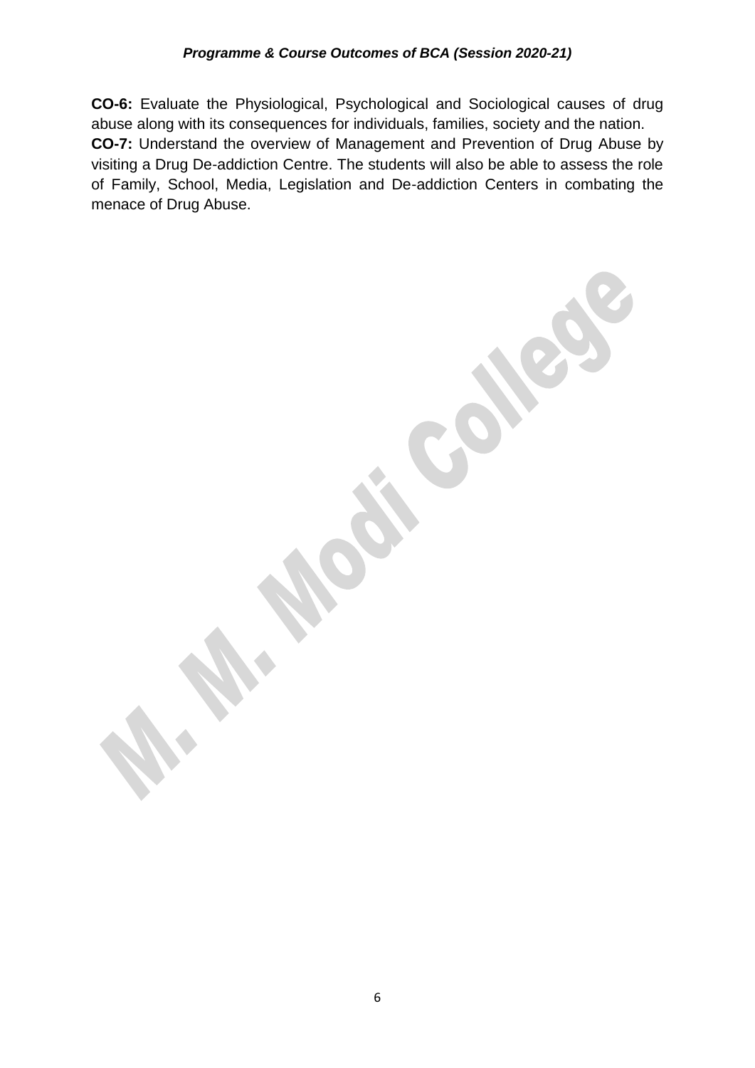**CO-6:** Evaluate the Physiological, Psychological and Sociological causes of drug abuse along with its consequences for individuals, families, society and the nation.

**CO-7:** Understand the overview of Management and Prevention of Drug Abuse by visiting a Drug De-addiction Centre. The students will also be able to assess the role of Family, School, Media, Legislation and De-addiction Centers in combating the menace of Drug Abuse.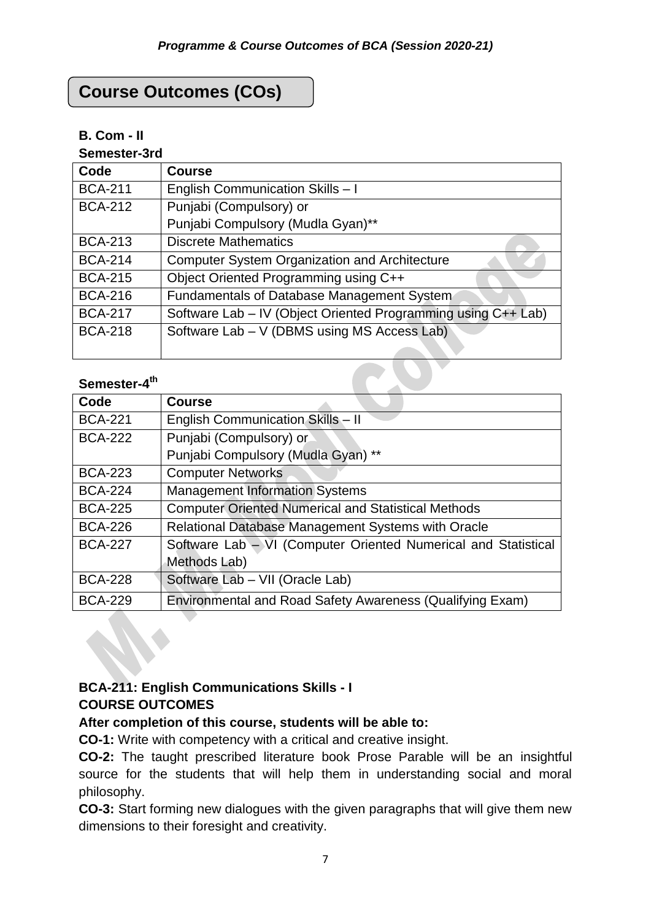## Course Outcomes (COs)

**B. Com - II**

**Semester-3rd**

| Code | Course |
|---|---|
| BCA-211 | English Communication Skills – I |
| BCA-212 | Punjabi (Compulsory) or<br>Punjabi Compulsory (Mudla Gyan)** |
| BCA-213 | Discrete Mathematics |
| BCA-214 | Computer System Organization and Architecture |
| BCA-215 | Object Oriented Programming using C++ |
| BCA-216 | Fundamentals of Database Management System |
| BCA-217 | Software Lab – IV (Object Oriented Programming using C++ Lab) |
| BCA-218 | Software Lab – V (DBMS using MS Access Lab) |

**Semester-4th**

| Code | Course |
|---|---|
| BCA-221 | English Communication Skills – II |
| BCA-222 | Punjabi (Compulsory) or<br>Punjabi Compulsory (Mudla Gyan) ** |
| BCA-223 | Computer Networks |
| BCA-224 | Management Information Systems |
| BCA-225 | Computer Oriented Numerical and Statistical Methods |
| BCA-226 | Relational Database Management Systems with Oracle |
| BCA-227 | Software Lab – VI (Computer Oriented Numerical and Statistical Methods Lab) |
| BCA-228 | Software Lab – VII (Oracle Lab) |
| BCA-229 | Environmental and Road Safety Awareness (Qualifying Exam) |

**BCA-211: English Communications Skills - I**

**COURSE OUTCOMES**

**After completion of this course, students will be able to:**

**CO-1:** Write with competency with a critical and creative insight.

**CO-2:** The taught prescribed literature book Prose Parable will be an insightful source for the students that will help them in understanding social and moral philosophy.

**CO-3:** Start forming new dialogues with the given paragraphs that will give them new dimensions to their foresight and creativity.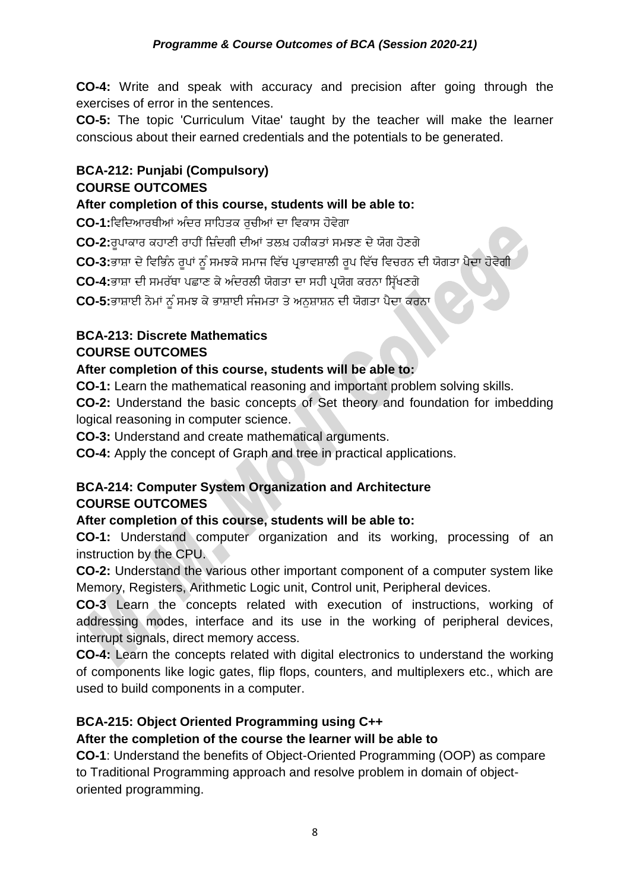**CO-4:** Write and speak with accuracy and precision after going through the exercises of error in the sentences.

**CO-5:** The topic 'Curriculum Vitae' taught by the teacher will make the learner conscious about their earned credentials and the potentials to be generated.

**BCA-212: Punjabi (Compulsory)**

**COURSE OUTCOMES**

**After completion of this course, students will be able to:**

**CO-1:**ਵਿਦਿਆਰਥੀਆਂ ਅੰਦਰ ਸਾਹਿਤਕ ਰੁਚੀਆਂ ਦਾ ਵਿਕਾਸ ਹੋਵੇਗਾ

**CO-2:**ਰੂਪਾਕਾਰ ਕਹਾਣੀ ਰਾਹੀਂ ਜ਼ਿੰਦਗੀ ਦੀਆਂ ਤਲਖ਼ ਹਕੀਕਤਾਂ ਸਮਝਣ ਦੇ ਯੋਗ ਹੋਣਗੇ

**CO-3:**ਭਾਸ਼ਾ ਦੇ ਵਿਭਿੰਨ ਰੂਪਾਂ ਨੂੰ ਸਮਝਕੇ ਸਮਾਜ ਵਿੱਚ ਪ੍ਰਭਾਵਸ਼ਾਲੀ ਰੂਪ ਵਿੱਚ ਵਿਚਰਨ ਦੀ ਯੋਗਤਾ ਪੈਦਾ ਹੋਵੇਗੀ

**CO-4:**ਭਾਸ਼ਾ ਦੀ ਸਮਰੱਥਾ ਪਛਾਣ ਕੇ ਅੰਦਰਲੀ ਯੋਗਤਾ ਦਾ ਸਹੀ ਪ੍ਰਯੋਗ ਕਰਨਾ ਸਿੱਖਣਗੇ

**CO-5:**ਭਾਸ਼ਾਈ ਨੇਮਾਂ ਨੂੰ ਸਮਝ ਕੇ ਭਾਸ਼ਾਈ ਸੰਜਮਤਾ ਤੇ ਅਨੁਸ਼ਾਸ਼ਨ ਦੀ ਯੋਗਤਾ ਪੈਦਾ ਕਰਨਾ

**BCA-213: Discrete Mathematics**

**COURSE OUTCOMES**

**After completion of this course, students will be able to:**

**CO-1:** Learn the mathematical reasoning and important problem solving skills.

**CO-2:** Understand the basic concepts of Set theory and foundation for imbedding logical reasoning in computer science.

**CO-3:** Understand and create mathematical arguments.

**CO-4:** Apply the concept of Graph and tree in practical applications.

**BCA-214: Computer System Organization and Architecture**

**COURSE OUTCOMES**

**After completion of this course, students will be able to:**

**CO-1:** Understand computer organization and its working, processing of an instruction by the CPU.

**CO-2:** Understand the various other important component of a computer system like Memory, Registers, Arithmetic Logic unit, Control unit, Peripheral devices.

**CO-3** Learn the concepts related with execution of instructions, working of addressing modes, interface and its use in the working of peripheral devices, interrupt signals, direct memory access.

**CO-4:** Learn the concepts related with digital electronics to understand the working of components like logic gates, flip flops, counters, and multiplexers etc., which are used to build components in a computer.

**BCA-215: Object Oriented Programming using C++**

**After the completion of the course the learner will be able to**

**CO-1**: Understand the benefits of Object-Oriented Programming (OOP) as compare to Traditional Programming approach and resolve problem in domain of object-oriented programming.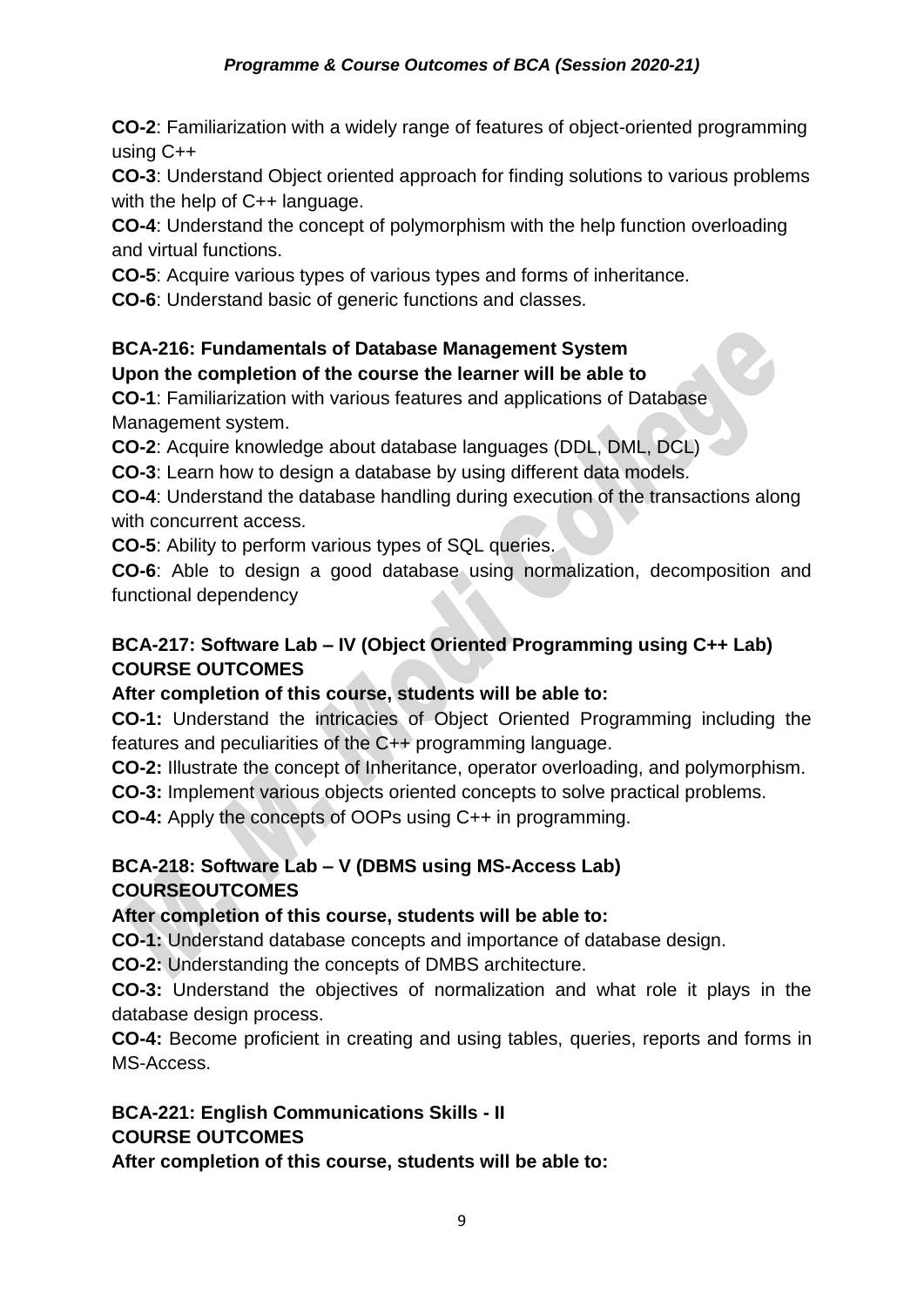**CO-2**: Familiarization with a widely range of features of object-oriented programming using C++

**CO-3**: Understand Object oriented approach for finding solutions to various problems with the help of C++ language.

**CO-4**: Understand the concept of polymorphism with the help function overloading and virtual functions.

**CO-5**: Acquire various types of various types and forms of inheritance.

**CO-6**: Understand basic of generic functions and classes.

**BCA-216: Fundamentals of Database Management System**
**Upon the completion of the course the learner will be able to**

**CO-1**: Familiarization with various features and applications of Database Management system.

**CO-2**: Acquire knowledge about database languages (DDL, DML, DCL)

**CO-3**: Learn how to design a database by using different data models.

**CO-4**: Understand the database handling during execution of the transactions along with concurrent access.

**CO-5**: Ability to perform various types of SQL queries.

**CO-6**: Able to design a good database using normalization, decomposition and functional dependency

**BCA-217: Software Lab – IV (Object Oriented Programming using C++ Lab)**
**COURSE OUTCOMES**

**After completion of this course, students will be able to:**

**CO-1:** Understand the intricacies of Object Oriented Programming including the features and peculiarities of the C++ programming language.

**CO-2:** Illustrate the concept of Inheritance, operator overloading, and polymorphism.

**CO-3:** Implement various objects oriented concepts to solve practical problems.

**CO-4:** Apply the concepts of OOPs using C++ in programming.

**BCA-218: Software Lab – V (DBMS using MS-Access Lab)**
**COURSEOUTCOMES**

**After completion of this course, students will be able to:**

**CO-1:** Understand database concepts and importance of database design.

**CO-2:** Understanding the concepts of DMBS architecture.

**CO-3:** Understand the objectives of normalization and what role it plays in the database design process.

**CO-4:** Become proficient in creating and using tables, queries, reports and forms in MS-Access.

**BCA-221: English Communications Skills - II**
**COURSE OUTCOMES**

**After completion of this course, students will be able to:**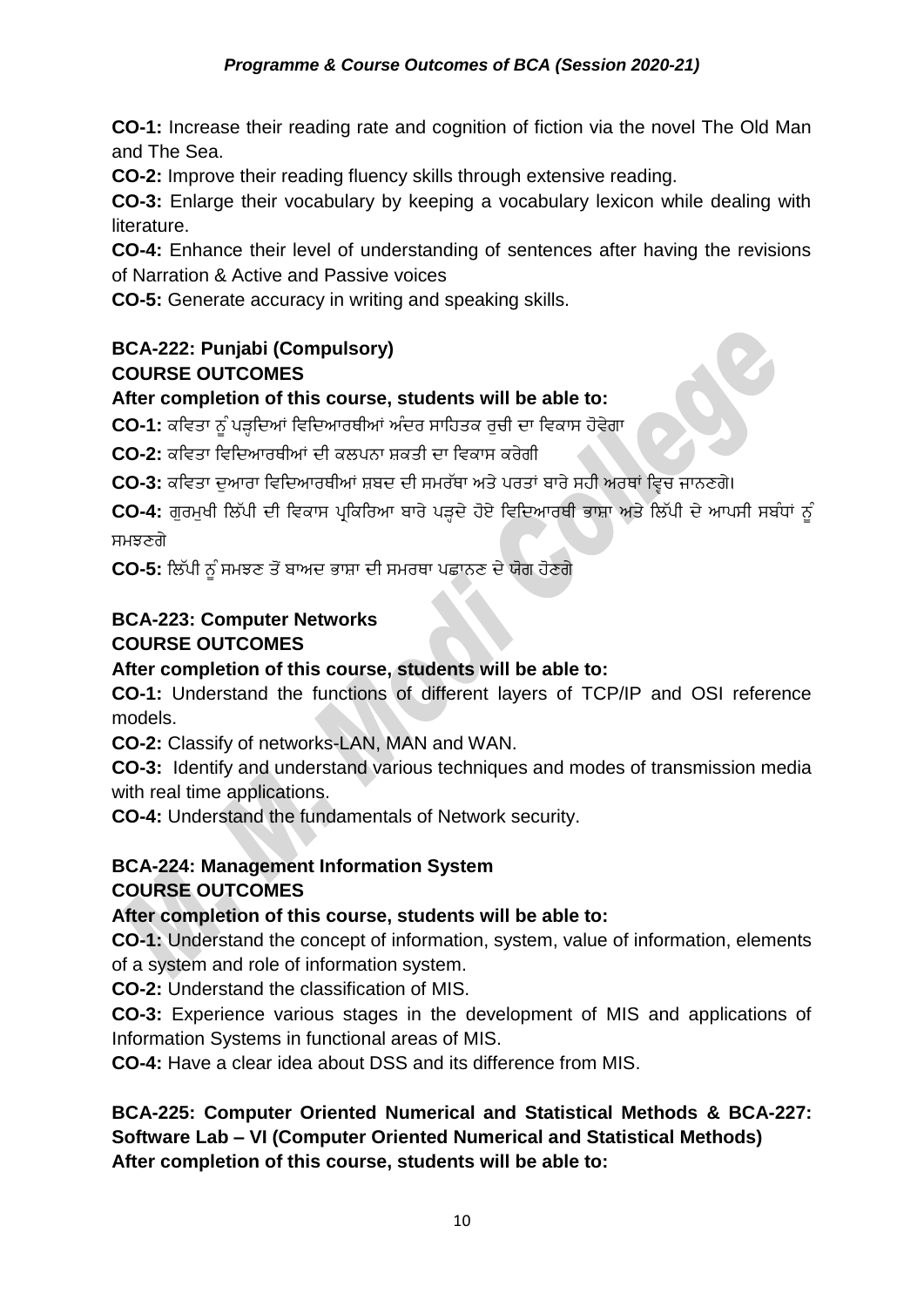**CO-1:** Increase their reading rate and cognition of fiction via the novel The Old Man and The Sea.

**CO-2:** Improve their reading fluency skills through extensive reading.

**CO-3:** Enlarge their vocabulary by keeping a vocabulary lexicon while dealing with literature.

**CO-4:** Enhance their level of understanding of sentences after having the revisions of Narration & Active and Passive voices

**CO-5:** Generate accuracy in writing and speaking skills.

**BCA-222: Punjabi (Compulsory)**
**COURSE OUTCOMES**

**After completion of this course, students will be able to:**

**CO-1:** ਕਵਿਤਾ ਨੂੰ ਪੜ੍ਹਦਿਆਂ ਵਿਦਿਆਰਥੀਆਂ ਅੰਦਰ ਸਾਹਿਤਕ ਰੁਚੀ ਦਾ ਵਿਕਾਸ ਹੋਵੇਗਾ

**CO-2:** ਕਵਿਤਾ ਵਿਦਿਆਰਥੀਆਂ ਦੀ ਕਲਪਨਾ ਸ਼ਕਤੀ ਦਾ ਵਿਕਾਸ ਕਰੇਗੀ

**CO-3:** ਕਵਿਤਾ ਦੁਆਰਾ ਵਿਦਿਆਰਥੀਆਂ ਸ਼ਬਦ ਦੀ ਸਮਰੱਥਾ ਅਤੇ ਪਰਤਾਂ ਬਾਰੇ ਸਹੀ ਅਰਥਾਂ ਵ੍ਹਿਚ ਜਾਨਣਗੇ।

**CO-4:** ਗੁਰਮੁਖੀ ਲਿੱਪੀ ਦੀ ਵਿਕਾਸ ਪ੍ਰਕਿਰਿਆ ਬਾਰੇ ਪੜ੍ਹਦੇ ਹੋਏ ਵਿਦਿਆਰਥੀ ਭਾਸ਼ਾ ਅਤੇ ਲਿੱਪੀ ਦੇ ਆਪਸੀ ਸਬੰਧਾਂ ਨੂੰ ਸਮਝਣਗੇ

**CO-5:** ਲਿੱਪੀ ਨੂੰ ਸਮਝਣ ਤੋਂ ਬਾਅਦ ਭਾਸ਼ਾ ਦੀ ਸਮਰਥਾ ਪਛਾਨਣ ਦੇ ਯੋਗ ਹੋਣਗੇ

**BCA-223: Computer Networks**
**COURSE OUTCOMES**

**After completion of this course, students will be able to:**

**CO-1:** Understand the functions of different layers of TCP/IP and OSI reference models.

**CO-2:** Classify of networks-LAN, MAN and WAN.

**CO-3:** Identify and understand various techniques and modes of transmission media with real time applications.

**CO-4:** Understand the fundamentals of Network security.

**BCA-224: Management Information System**
**COURSE OUTCOMES**

**After completion of this course, students will be able to:**

**CO-1:** Understand the concept of information, system, value of information, elements of a system and role of information system.

**CO-2:** Understand the classification of MIS.

**CO-3:** Experience various stages in the development of MIS and applications of Information Systems in functional areas of MIS.

**CO-4:** Have a clear idea about DSS and its difference from MIS.

**BCA-225: Computer Oriented Numerical and Statistical Methods & BCA-227: Software Lab – VI (Computer Oriented Numerical and Statistical Methods)**
**After completion of this course, students will be able to:**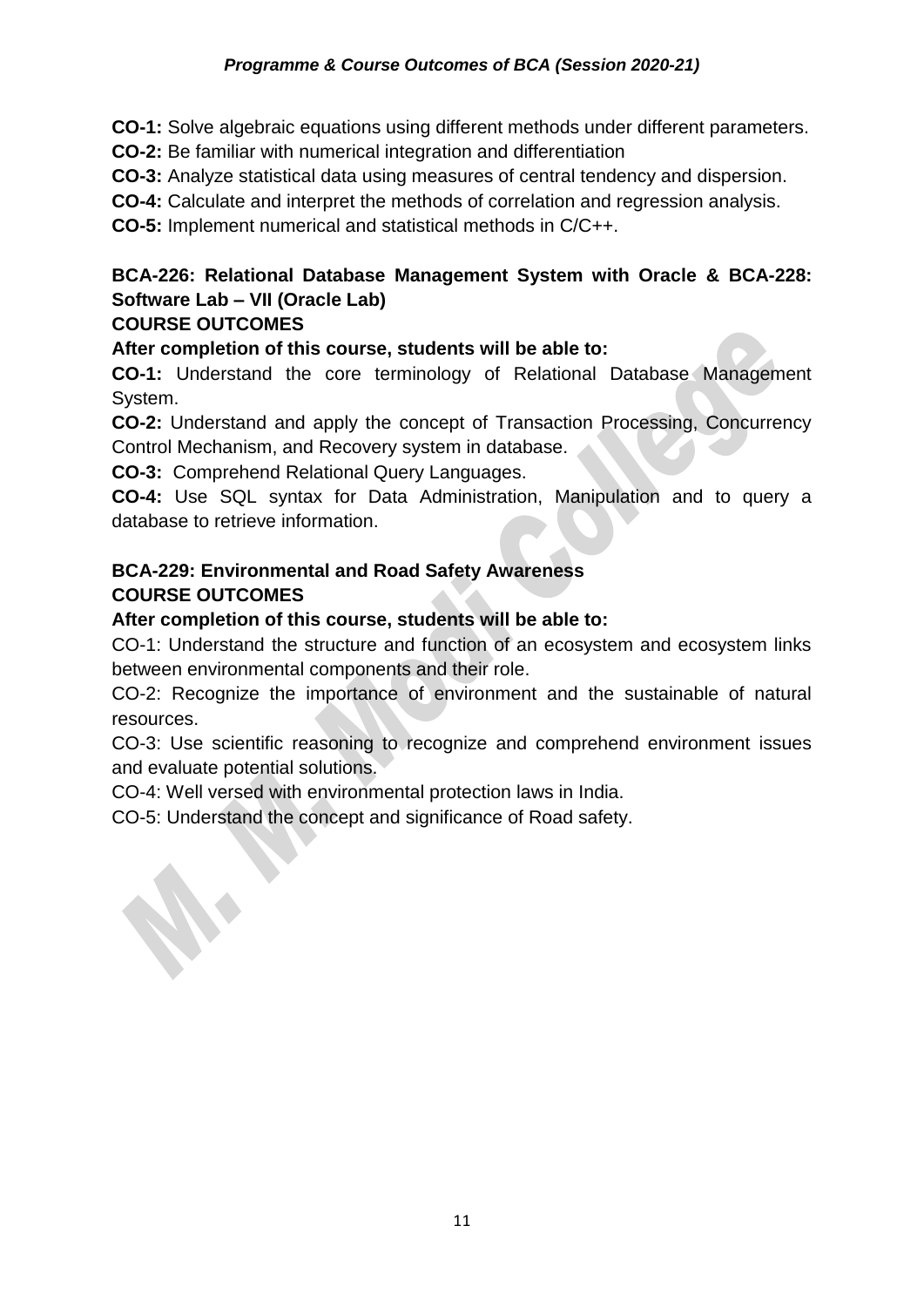**CO-1:** Solve algebraic equations using different methods under different parameters.

**CO-2:** Be familiar with numerical integration and differentiation

**CO-3:** Analyze statistical data using measures of central tendency and dispersion.

**CO-4:** Calculate and interpret the methods of correlation and regression analysis.

**CO-5:** Implement numerical and statistical methods in C/C++.

**BCA-226: Relational Database Management System with Oracle & BCA-228: Software Lab – VII (Oracle Lab)**

**COURSE OUTCOMES**

**After completion of this course, students will be able to:**

**CO-1:** Understand the core terminology of Relational Database Management System.

**CO-2:** Understand and apply the concept of Transaction Processing, Concurrency Control Mechanism, and Recovery system in database.

**CO-3:** Comprehend Relational Query Languages.

**CO-4:** Use SQL syntax for Data Administration, Manipulation and to query a database to retrieve information.

**BCA-229: Environmental and Road Safety Awareness**

**COURSE OUTCOMES**

**After completion of this course, students will be able to:**

CO-1: Understand the structure and function of an ecosystem and ecosystem links between environmental components and their role.

CO-2: Recognize the importance of environment and the sustainable of natural resources.

CO-3: Use scientific reasoning to recognize and comprehend environment issues and evaluate potential solutions.

CO-4: Well versed with environmental protection laws in India.

CO-5: Understand the concept and significance of Road safety.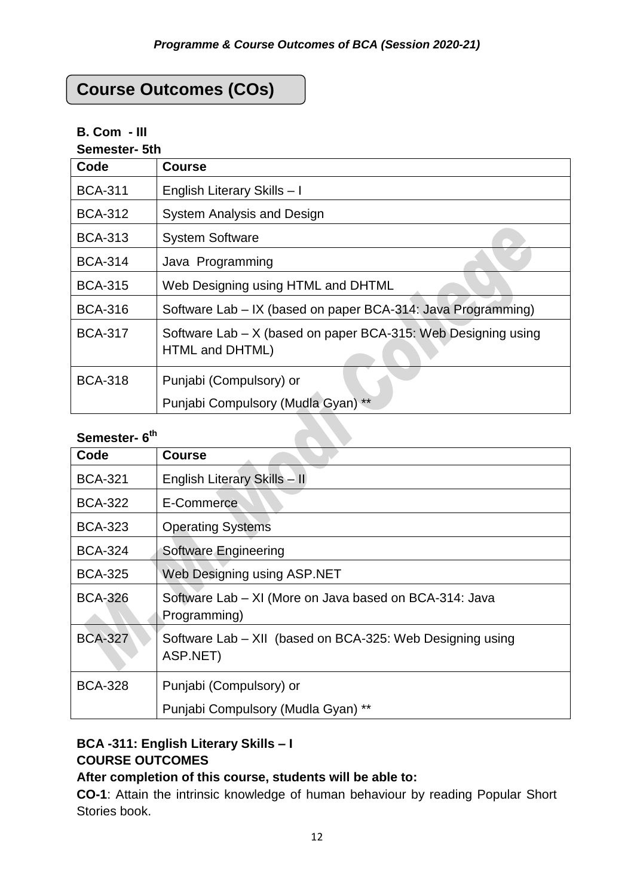## Course Outcomes (COs)

**B. Com - III**

**Semester- 5th**

| Code | Course |
|---|---|
| BCA-311 | English Literary Skills – I |
| BCA-312 | System Analysis and Design |
| BCA-313 | System Software |
| BCA-314 | Java Programming |
| BCA-315 | Web Designing using HTML and DHTML |
| BCA-316 | Software Lab – IX (based on paper BCA-314: Java Programming) |
| BCA-317 | Software Lab – X (based on paper BCA-315: Web Designing using HTML and DHTML) |
| BCA-318 | Punjabi (Compulsory) or<br>Punjabi Compulsory (Mudla Gyan) ** |

**Semester- 6th**

| Code | Course |
|---|---|
| BCA-321 | English Literary Skills – II |
| BCA-322 | E-Commerce |
| BCA-323 | Operating Systems |
| BCA-324 | Software Engineering |
| BCA-325 | Web Designing using ASP.NET |
| BCA-326 | Software Lab – XI (More on Java based on BCA-314: Java Programming) |
| BCA-327 | Software Lab – XII (based on BCA-325: Web Designing using ASP.NET) |
| BCA-328 | Punjabi (Compulsory) or<br>Punjabi Compulsory (Mudla Gyan) ** |

**BCA -311: English Literary Skills – I**

**COURSE OUTCOMES**

**After completion of this course, students will be able to:**

**CO-1**: Attain the intrinsic knowledge of human behaviour by reading Popular Short Stories book.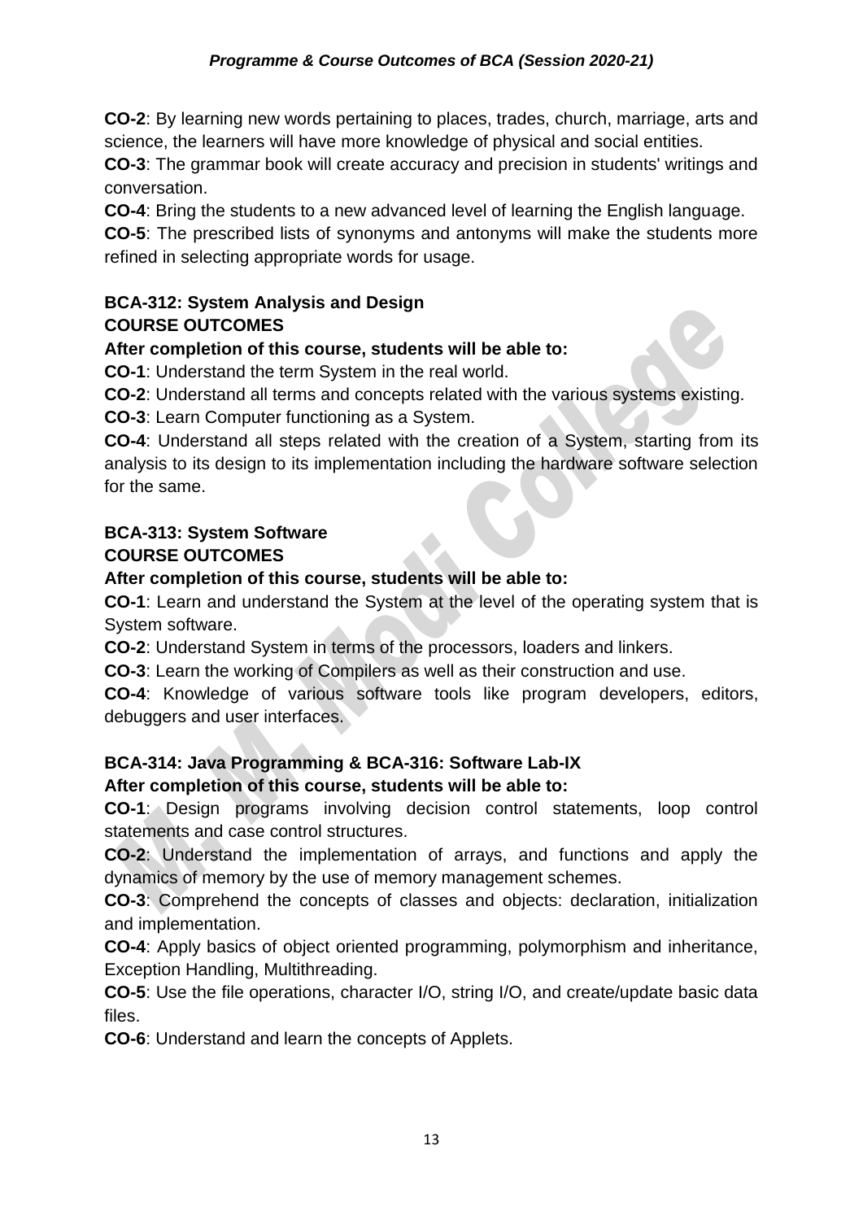**CO-2**: By learning new words pertaining to places, trades, church, marriage, arts and science, the learners will have more knowledge of physical and social entities.

**CO-3**: The grammar book will create accuracy and precision in students' writings and conversation.

**CO-4**: Bring the students to a new advanced level of learning the English language.

**CO-5**: The prescribed lists of synonyms and antonyms will make the students more refined in selecting appropriate words for usage.

**BCA-312: System Analysis and Design**

**COURSE OUTCOMES**

**After completion of this course, students will be able to:**

**CO-1**: Understand the term System in the real world.

**CO-2**: Understand all terms and concepts related with the various systems existing.

**CO-3**: Learn Computer functioning as a System.

**CO-4**: Understand all steps related with the creation of a System, starting from its analysis to its design to its implementation including the hardware software selection for the same.

**BCA-313: System Software**

**COURSE OUTCOMES**

**After completion of this course, students will be able to:**

**CO-1**: Learn and understand the System at the level of the operating system that is System software.

**CO-2**: Understand System in terms of the processors, loaders and linkers.

**CO-3**: Learn the working of Compilers as well as their construction and use.

**CO-4**: Knowledge of various software tools like program developers, editors, debuggers and user interfaces.

**BCA-314: Java Programming & BCA-316: Software Lab-IX**

**After completion of this course, students will be able to:**

**CO-1**: Design programs involving decision control statements, loop control statements and case control structures.

**CO-2**: Understand the implementation of arrays, and functions and apply the dynamics of memory by the use of memory management schemes.

**CO-3**: Comprehend the concepts of classes and objects: declaration, initialization and implementation.

**CO-4**: Apply basics of object oriented programming, polymorphism and inheritance, Exception Handling, Multithreading.

**CO-5**: Use the file operations, character I/O, string I/O, and create/update basic data files.

**CO-6**: Understand and learn the concepts of Applets.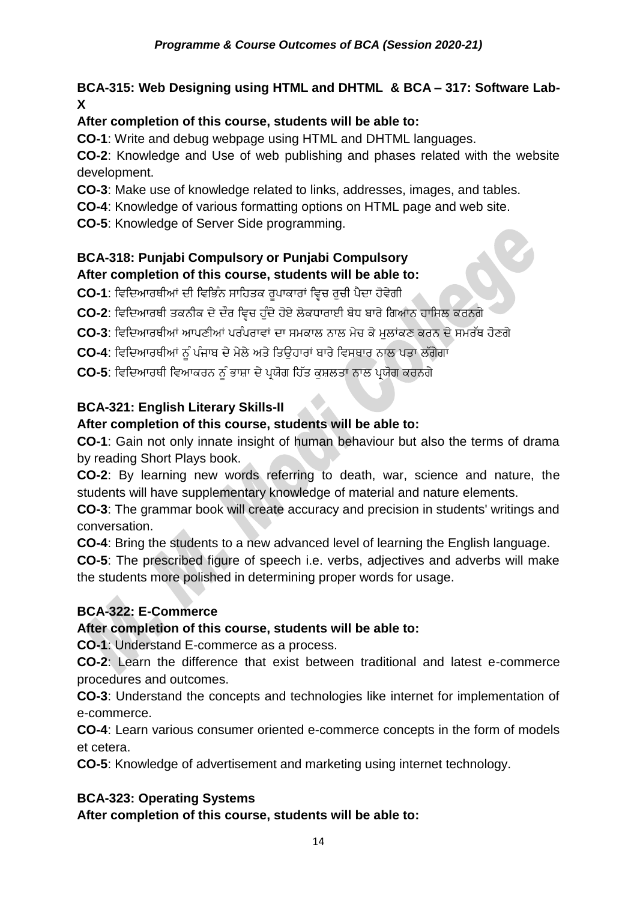**BCA-315: Web Designing using HTML and DHTML & BCA – 317: Software Lab-X**

**After completion of this course, students will be able to:**

**CO-1**: Write and debug webpage using HTML and DHTML languages.

**CO-2**: Knowledge and Use of web publishing and phases related with the website development.

**CO-3**: Make use of knowledge related to links, addresses, images, and tables.

**CO-4**: Knowledge of various formatting options on HTML page and web site.

**CO-5**: Knowledge of Server Side programming.

**BCA-318: Punjabi Compulsory or Punjabi Compulsory**

**After completion of this course, students will be able to:**

**CO-1**: ਵਿਦਿਆਰਥੀਆਂ ਦੀ ਵਿਭਿੰਨ ਸਾਹਿਤਕ ਰੂਪਾਕਾਰਾਂ ਵ੍ਵਿਚ ਰੁਚੀ ਪੈਦਾ ਹੋਵੇਗੀ

**CO-2**: ਵਿਦਿਆਰਥੀ ਤਕਨੀਕ ਦੇ ਦੌਰ ਵ੍ਵਿਚ ਹੁੰਦੇ ਹੋਏ ਲੋਕਧਾਰਾਈ ਬੋਧ ਬਾਰੇ ਗਿਆਨ ਹਾਸਿਲ ਕਰਨਗੇ

**CO-3**: ਵਿਦਿਆਰਥੀਆਂ ਆਪਣੀਆਂ ਪਰੰਪਰਾਵਾਂ ਦਾ ਸਮਕਾਲ ਨਾਲ ਮੇਚ ਕੇ ਮੁਲਾਂਕਣ ਕਰਨ ਦੇ ਸਮਰੱਥ ਹੋਣਗੇ

**CO-4**: ਵਿਦਿਆਰਥੀਆਂ ਨੂੰ ਪੰਜਾਬ ਦੇ ਮੇਲੇ ਅਤੇ ਤਿਉਹਾਰਾਂ ਬਾਰੇ ਵਿਸਥਾਰ ਨਾਲ ਪਤਾ ਲੱਗੇਗਾ

**CO-5**: ਵਿਦਿਆਰਥੀ ਵਿਆਕਰਨ ਨੂੰ ਭਾਸ਼ਾ ਦੇ ਪ੍ਰਯੋਗ ਹਿੱਤ ਕੁਸ਼ਲਤਾ ਨਾਲ ਪ੍ਰਯੋਗ ਕਰਨਗੇ

**BCA-321: English Literary Skills-II**

**After completion of this course, students will be able to:**

**CO-1**: Gain not only innate insight of human behaviour but also the terms of drama by reading Short Plays book.

**CO-2**: By learning new words referring to death, war, science and nature, the students will have supplementary knowledge of material and nature elements.

**CO-3**: The grammar book will create accuracy and precision in students' writings and conversation.

**CO-4**: Bring the students to a new advanced level of learning the English language.

**CO-5**: The prescribed figure of speech i.e. verbs, adjectives and adverbs will make the students more polished in determining proper words for usage.

**BCA-322: E-Commerce**

**After completion of this course, students will be able to:**

**CO-1**: Understand E-commerce as a process.

**CO-2**: Learn the difference that exist between traditional and latest e-commerce procedures and outcomes.

**CO-3**: Understand the concepts and technologies like internet for implementation of e-commerce.

**CO-4**: Learn various consumer oriented e-commerce concepts in the form of models et cetera.

**CO-5**: Knowledge of advertisement and marketing using internet technology.

**BCA-323: Operating Systems**

**After completion of this course, students will be able to:**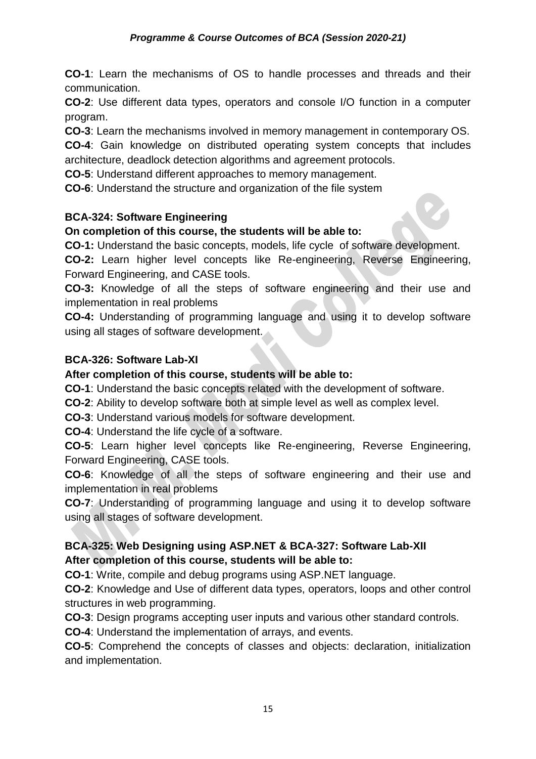**CO-1**: Learn the mechanisms of OS to handle processes and threads and their communication.

**CO-2**: Use different data types, operators and console I/O function in a computer program.

**CO-3**: Learn the mechanisms involved in memory management in contemporary OS.

**CO-4**: Gain knowledge on distributed operating system concepts that includes architecture, deadlock detection algorithms and agreement protocols.

**CO-5**: Understand different approaches to memory management.

**CO-6**: Understand the structure and organization of the file system

**BCA-324: Software Engineering**

**On completion of this course, the students will be able to:**

**CO-1:** Understand the basic concepts, models, life cycle of software development.

**CO-2:** Learn higher level concepts like Re-engineering, Reverse Engineering, Forward Engineering, and CASE tools.

**CO-3:** Knowledge of all the steps of software engineering and their use and implementation in real problems

**CO-4:** Understanding of programming language and using it to develop software using all stages of software development.

**BCA-326: Software Lab-XI**

**After completion of this course, students will be able to:**

**CO-1**: Understand the basic concepts related with the development of software.

**CO-2**: Ability to develop software both at simple level as well as complex level.

**CO-3**: Understand various models for software development.

**CO-4**: Understand the life cycle of a software.

**CO-5**: Learn higher level concepts like Re-engineering, Reverse Engineering, Forward Engineering, CASE tools.

**CO-6**: Knowledge of all the steps of software engineering and their use and implementation in real problems

**CO-7**: Understanding of programming language and using it to develop software using all stages of software development.

**BCA-325: Web Designing using ASP.NET & BCA-327: Software Lab-XII**

**After completion of this course, students will be able to:**

**CO-1**: Write, compile and debug programs using ASP.NET language.

**CO-2**: Knowledge and Use of different data types, operators, loops and other control structures in web programming.

**CO-3**: Design programs accepting user inputs and various other standard controls.

**CO-4**: Understand the implementation of arrays, and events.

**CO-5**: Comprehend the concepts of classes and objects: declaration, initialization and implementation.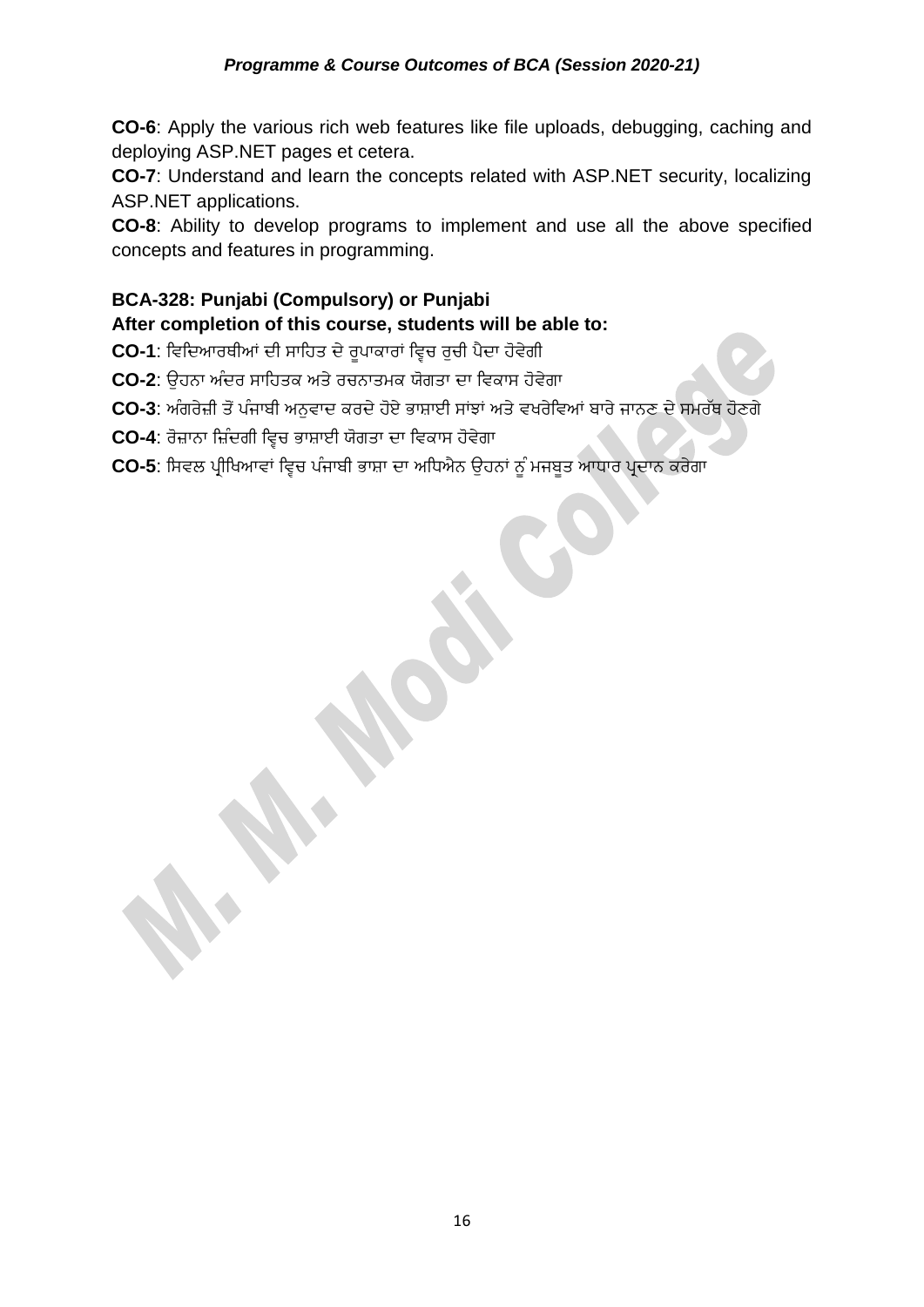**CO-6**: Apply the various rich web features like file uploads, debugging, caching and deploying ASP.NET pages et cetera.

**CO-7**: Understand and learn the concepts related with ASP.NET security, localizing ASP.NET applications.

**CO-8**: Ability to develop programs to implement and use all the above specified concepts and features in programming.

**BCA-328: Punjabi (Compulsory) or Punjabi**

**After completion of this course, students will be able to:**

**CO-1**: ਵਿਦਿਆਰਥੀਆਂ ਦੀ ਸਾਹਿਤ ਦੇ ਰੂਪਾਕਾਰਾਂ ਵ੍ਹਿਚ ਰੁਚੀ ਪੈਦਾ ਹੋਵੇਗੀ

**CO-2**: ਉਹਨਾ ਅੰਦਰ ਸਾਹਿਤਕ ਅਤੇ ਰਚਨਾਤਮਕ ਯੋਗਤਾ ਦਾ ਵਿਕਾਸ ਹੋਵੇਗਾ

**CO-3**: ਅੰਗਰੇਜ਼ੀ ਤੋਂ ਪੰਜਾਬੀ ਅਨੁਵਾਦ ਕਰਦੇ ਹੋਏ ਭਾਸ਼ਾਈ ਸਾਂਝਾਂ ਅਤੇ ਵਖਰੇਵਿਆਂ ਬਾਰੇ ਜਾਨਣ ਦੇ ਸਮਰੱਥ ਹੋਣਗੇ

**CO-4**: ਰੋਜ਼ਾਨਾ ਜ਼ਿੰਦਗੀ ਵ੍ਹਿਚ ਭਾਸ਼ਾਈ ਯੋਗਤਾ ਦਾ ਵਿਕਾਸ ਹੋਵੇਗਾ

**CO-5**: ਸਿਵਲ ਪ੍ਰੀਖਿਆਵਾਂ ਵ੍ਹਿਚ ਪੰਜਾਬੀ ਭਾਸ਼ਾ ਦਾ ਅਧਿਐਨ ਉਹਨਾਂ ਨੂੰ ਮਜਬੂਤ ਆਧਾਰ ਪ੍ਰਦਾਨ ਕਰੇਗਾ